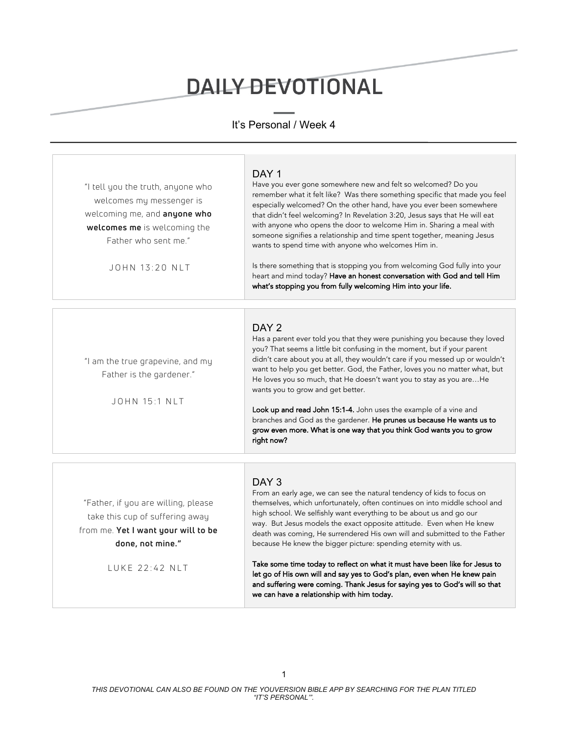# DAILY DEVOTIONAL

It's Personal / Week 4

"I tell you the truth, anyone who welcomes my messenger is welcoming me, and **anyone who welcomes me** is welcoming the Father who sent me."

JOHN 13:20 NLT

## DAY 1

Have you ever gone somewhere new and felt so welcomed? Do you remember what it felt like? Was there something specific that made you feel especially welcomed? On the other hand, have you ever been somewhere that didn't feel welcoming? In Revelation 3:20, Jesus says that He will eat with anyone who opens the door to welcome Him in. Sharing a meal with someone signifies a relationship and time spent together, meaning Jesus wants to spend time with anyone who welcomes Him in.

Is there something that is stopping you from welcoming God fully into your heart and mind today? **Have an honest conversation with God and tell Him what's stopping you from fully welcoming Him into your life.**

"I am the true grapevine, and my Father is the gardener."

JOHN 15:1 NLT

## DAY 2

Has a parent ever told you that they were punishing you because they loved you? That seems a little bit confusing in the moment, but if your parent didn't care about you at all, they wouldn't care if you messed up or wouldn't want to help you get better. God, the Father, loves you no matter what, but He loves you so much, that He doesn't want you to stay as you are…He wants you to grow and get better.

**Look up and read John 15:1-4.** John uses the example of a vine and branches and God as the gardener. **He prunes us because He wants us to grow even more. What is one way that you think God wants you to grow right now?**

"Father, if you are willing, please take this cup of suffering away from me. **Yet I want your will to be done, not mine."**

LUKE 22:42 NLT

## DAY 3

From an early age, we can see the natural tendency of kids to focus on themselves, which unfortunately, often continues on into middle school and high school. We selfishly want everything to be about us and go our way. But Jesus models the exact opposite attitude. Even when He knew death was coming, He surrendered His own will and submitted to the Father because He knew the bigger picture: spending eternity with us.

**Take some time today to reflect on what it must have been like for Jesus to let go of His own will and say yes to God's plan, even when He knew pain and suffering were coming. Thank Jesus for saying yes to God's will so that we can have a relationship with him today.**

*THIS DEVOTIONAL CAN ALSO BE FOUND ON THE YOUVERSION BIBLE APP BY SEARCHING FOR THE PLAN TITLED "IT'S PERSONAL"'.*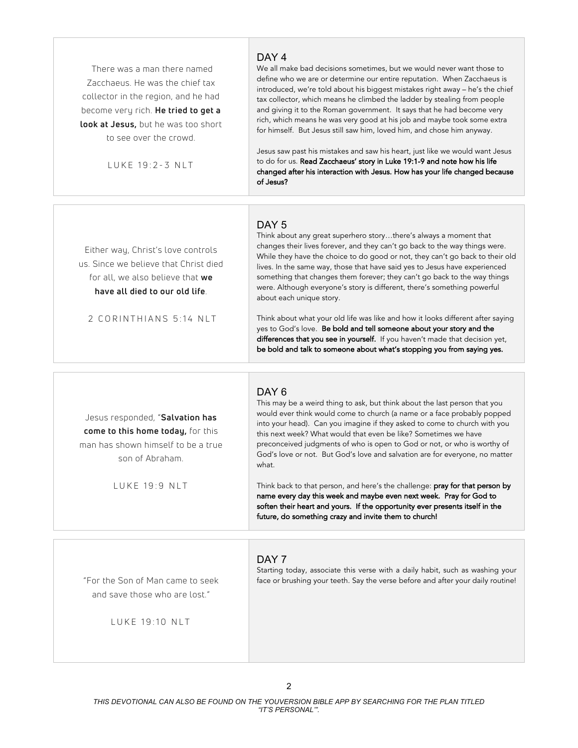There was a man there named Zacchaeus. He was the chief tax collector in the region, and he had become very rich. **He tried to get a look at Jesus,** but he was too short to see over the crowd.

LUKE 19:2-3 NLT

## DAY 4

We all make bad decisions sometimes, but we would never want those to define who we are or determine our entire reputation. When Zacchaeus is introduced, we're told about his biggest mistakes right away – he's the chief tax collector, which means he climbed the ladder by stealing from people and giving it to the Roman government. It says that he had become very rich, which means he was very good at his job and maybe took some extra for himself. But Jesus still saw him, loved him, and chose him anyway.

Jesus saw past his mistakes and saw his heart, just like we would want Jesus to do for us. **Read Zacchaeus' story in Luke 19:1-9 and note how his life changed after his interaction with Jesus. How has your life changed because of Jesus?**

---

Either way, Christ's love controls us. Since we believe that Christ died for all, we also believe that **we have all died to our old life**.

2 CORINTHIANS 5:14 NLT

## DAY 5

Think about any great superhero story…there's always a moment that changes their lives forever, and they can't go back to the way things were. While they have the choice to do good or not, they can't go back to their old lives. In the same way, those that have said yes to Jesus have experienced something that changes them forever; they can't go back to the way things were. Although everyone's story is different, there's something powerful about each unique story.

Think about what your old life was like and how it looks different after saying yes to God's love. **Be bold and tell someone about your story and the differences that you see in yourself.** If you haven't made that decision yet, **be bold and talk to someone about what's stopping you from saying yes.**

---

Jesus responded, "**Salvation has come to this home today,** for this man has shown himself to be a true son of Abraham.

LUKE 19:9 NLT

## DAY 6

This may be a weird thing to ask, but think about the last person that you would ever think would come to church (a name or a face probably popped into your head). Can you imagine if they asked to come to church with you this next week? What would that even be like? Sometimes we have preconceived judgments of who is open to God or not, or who is worthy of God's love or not. But God's love and salvation are for everyone, no matter what.

Think back to that person, and here's the challenge: **pray for that person by name every day this week and maybe even next week. Pray for God to soften their heart and yours. If the opportunity ever presents itself in the future, do something crazy and invite them to church!**

---

"For the Son of Man came to seek and save those who are lost."

LUKE 19:10 NLT

## DAY 7

Starting today, associate this verse with a daily habit, such as washing your face or brushing your teeth. Say the verse before and after your daily routine!

*THIS DEVOTIONAL CAN ALSO BE FOUND ON THE YOUVERSION BIBLE APP BY SEARCHING FOR THE PLAN TITLED "IT'S PERSONAL".*